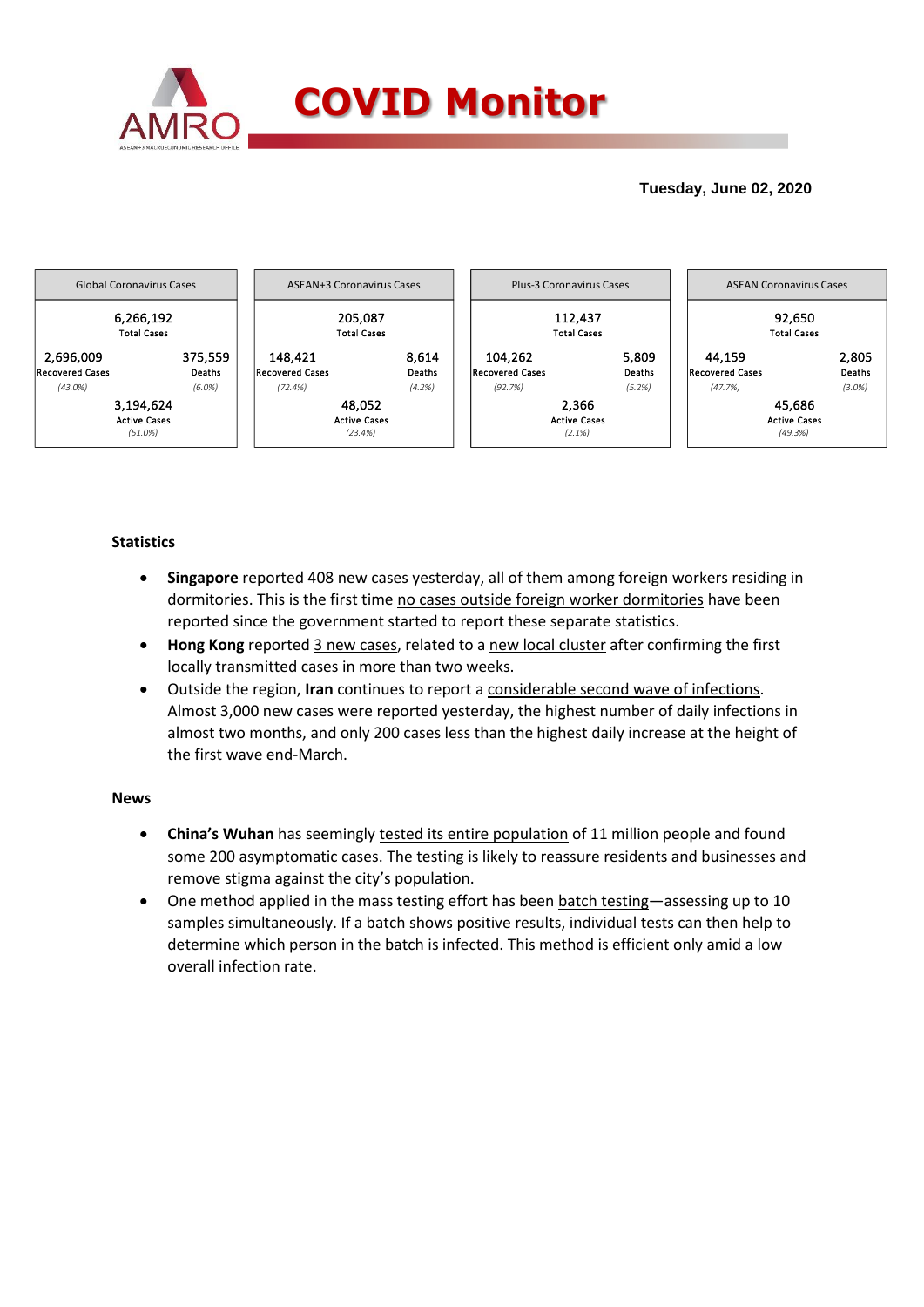# COVID Monitor

**Tuesday, June 02, 2020**

| Global Coronavirus Cases | | |
|---|---|---|
| | 6,266,192<br>Total Cases | |
| 2,696,009<br>Recovered Cases<br>*(43.0%)* | | 375,559<br>Deaths<br>*(6.0%)* |
| | 3,194,624<br>Active Cases<br>*(51.0%)* | |

| ASEAN+3 Coronavirus Cases | | |
|---|---|---|
| | 205,087<br>Total Cases | |
| 148,421<br>Recovered Cases<br>*(72.4%)* | | 8,614<br>Deaths<br>*(4.2%)* |
| | 48,052<br>Active Cases<br>*(23.4%)* | |

| Plus-3 Coronavirus Cases | | |
|---|---|---|
| | 112,437<br>Total Cases | |
| 104,262<br>Recovered Cases<br>*(92.7%)* | | 5,809<br>Deaths<br>*(5.2%)* |
| | 2,366<br>Active Cases<br>*(2.1%)* | |

| ASEAN Coronavirus Cases | | |
|---|---|---|
| | 92,650<br>Total Cases | |
| 44,159<br>Recovered Cases<br>*(47.7%)* | | 2,805<br>Deaths<br>*(3.0%)* |
| | 45,686<br>Active Cases<br>*(49.3%)* | |

### Statistics

- **Singapore** reported 408 new cases yesterday, all of them among foreign workers residing in dormitories. This is the first time no cases outside foreign worker dormitories have been reported since the government started to report these separate statistics.
- **Hong Kong** reported 3 new cases, related to a new local cluster after confirming the first locally transmitted cases in more than two weeks.
- Outside the region, **Iran** continues to report a considerable second wave of infections. Almost 3,000 new cases were reported yesterday, the highest number of daily infections in almost two months, and only 200 cases less than the highest daily increase at the height of the first wave end-March.

### News

- **China's Wuhan** has seemingly tested its entire population of 11 million people and found some 200 asymptomatic cases. The testing is likely to reassure residents and businesses and remove stigma against the city's population.
- One method applied in the mass testing effort has been batch testing—assessing up to 10 samples simultaneously. If a batch shows positive results, individual tests can then help to determine which person in the batch is infected. This method is efficient only amid a low overall infection rate.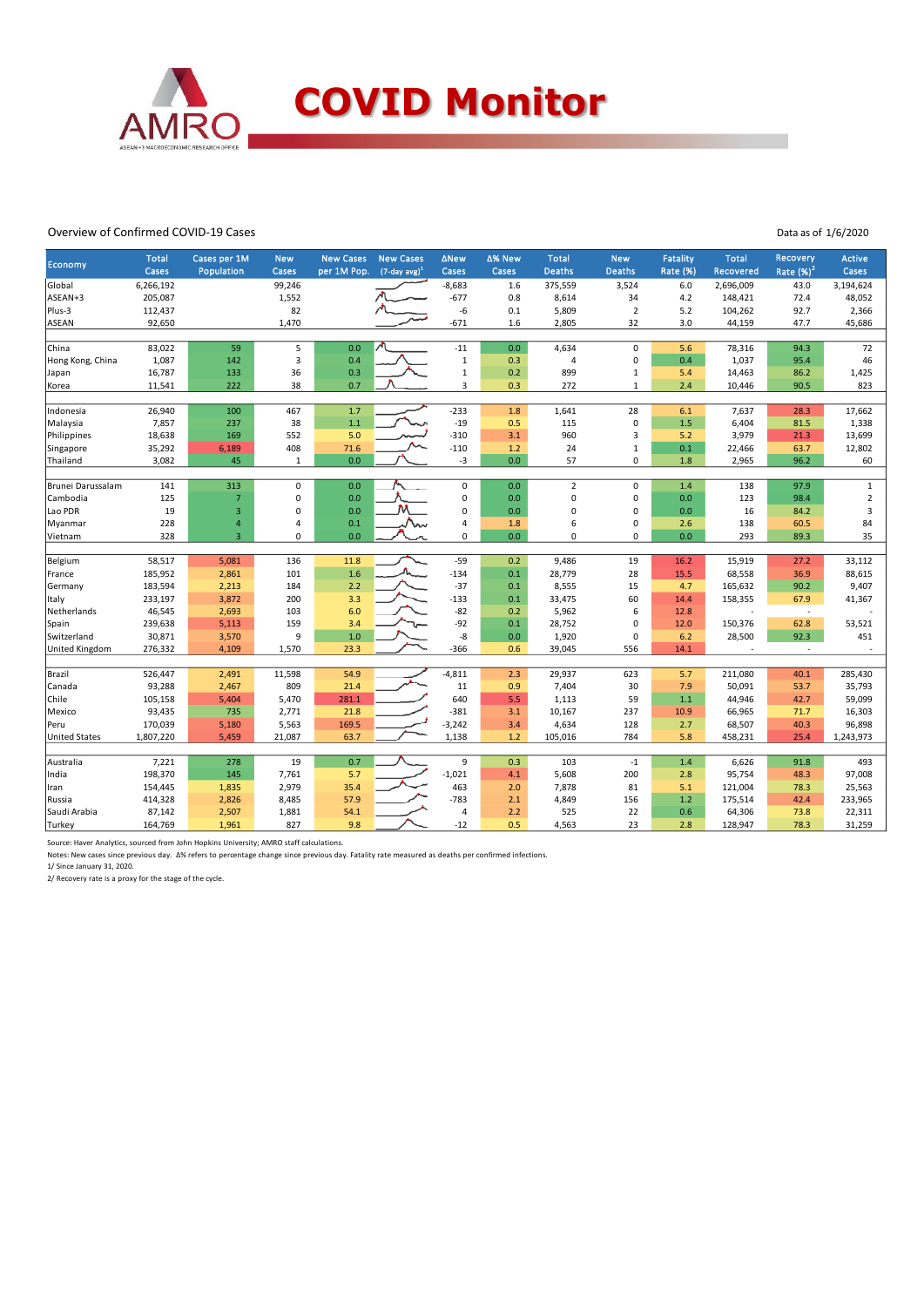# COVID Monitor

Overview of Confirmed COVID-19 Cases

Data as of 1/6/2020

| Economy | Total Cases | Cases per 1M Population | New Cases | New Cases per 1M Pop. | New Cases (7-day avg)[1] | ΔNew Cases | Δ% New Cases | Total Deaths | New Deaths | Fatality Rate (%) | Total Recovered | Recovery Rate (%)[2] | Active Cases |
|---|---|---|---|---|---|---|---|---|---|---|---|---|---|
| Global | 6,266,192 | | 99,246 | | | -8,683 | 1.6 | 375,559 | 3,524 | 6.0 | 2,696,009 | 43.0 | 3,194,624 |
| ASEAN+3 | 205,087 | | 1,552 | | | -677 | 0.8 | 8,614 | 34 | 4.2 | 148,421 | 72.4 | 48,052 |
| Plus-3 | 112,437 | | 82 | | | -6 | 0.1 | 5,809 | 2 | 5.2 | 104,262 | 92.7 | 2,366 |
| ASEAN | 92,650 | | 1,470 | | | -671 | 1.6 | 2,805 | 32 | 3.0 | 44,159 | 47.7 | 45,686 |
| | | | | | | | | | | | | | |
| China | 83,022 | 59 | 5 | 0.0 | | -11 | 0.0 | 4,634 | 0 | 5.6 | 78,316 | 94.3 | 72 |
| Hong Kong, China | 1,087 | 142 | 3 | 0.4 | | 1 | 0.3 | 4 | 0 | 0.4 | 1,037 | 95.4 | 46 |
| Japan | 16,787 | 133 | 36 | 0.3 | | 1 | 0.2 | 899 | 1 | 5.4 | 14,463 | 86.2 | 1,425 |
| Korea | 11,541 | 222 | 38 | 0.7 | | 3 | 0.3 | 272 | 1 | 2.4 | 10,446 | 90.5 | 823 |
| | | | | | | | | | | | | | |
| Indonesia | 26,940 | 100 | 467 | 1.7 | | -233 | 1.8 | 1,641 | 28 | 6.1 | 7,637 | 28.3 | 17,662 |
| Malaysia | 7,857 | 237 | 38 | 1.1 | | -19 | 0.5 | 115 | 0 | 1.5 | 6,404 | 81.5 | 1,338 |
| Philippines | 18,638 | 169 | 552 | 5.0 | | -310 | 3.1 | 960 | 3 | 5.2 | 3,979 | 21.3 | 13,699 |
| Singapore | 35,292 | 6,189 | 408 | 71.6 | | -110 | 1.2 | 24 | 1 | 0.1 | 22,466 | 63.7 | 12,802 |
| Thailand | 3,082 | 45 | 1 | 0.0 | | -3 | 0.0 | 57 | 0 | 1.8 | 2,965 | 96.2 | 60 |
| | | | | | | | | | | | | | |
| Brunei Darussalam | 141 | 313 | 0 | 0.0 | | 0 | 0.0 | 2 | 0 | 1.4 | 138 | 97.9 | 1 |
| Cambodia | 125 | 7 | 0 | 0.0 | | 0 | 0.0 | 0 | 0 | 0.0 | 123 | 98.4 | 2 |
| Lao PDR | 19 | 3 | 0 | 0.0 | | 0 | 0.0 | 0 | 0 | 0.0 | 16 | 84.2 | 3 |
| Myanmar | 228 | 4 | 4 | 0.1 | | 4 | 1.8 | 6 | 0 | 2.6 | 138 | 60.5 | 84 |
| Vietnam | 328 | 3 | 0 | 0.0 | | 0 | 0.0 | 0 | 0 | 0.0 | 293 | 89.3 | 35 |
| | | | | | | | | | | | | | |
| Belgium | 58,517 | 5,081 | 136 | 11.8 | | -59 | 0.2 | 9,486 | 19 | 16.2 | 15,919 | 27.2 | 33,112 |
| France | 185,952 | 2,861 | 101 | 1.6 | | -134 | 0.1 | 28,779 | 28 | 15.5 | 68,558 | 36.9 | 88,615 |
| Germany | 183,594 | 2,213 | 184 | 2.2 | | -37 | 0.1 | 8,555 | 15 | 4.7 | 165,632 | 90.2 | 9,407 |
| Italy | 233,197 | 3,872 | 200 | 3.3 | | -133 | 0.1 | 33,475 | 60 | 14.4 | 158,355 | 67.9 | 41,367 |
| Netherlands | 46,545 | 2,693 | 103 | 6.0 | | -82 | 0.2 | 5,962 | 6 | 12.8 | - | - | - |
| Spain | 239,638 | 5,113 | 159 | 3.4 | | -92 | 0.1 | 28,752 | 0 | 12.0 | 150,376 | 62.8 | 53,521 |
| Switzerland | 30,871 | 3,570 | 9 | 1.0 | | -8 | 0.0 | 1,920 | 0 | 6.2 | 28,500 | 92.3 | 451 |
| United Kingdom | 276,332 | 4,109 | 1,570 | 23.3 | | -366 | 0.6 | 39,045 | 556 | 14.1 | - | - | - |
| | | | | | | | | | | | | | |
| Brazil | 526,447 | 2,491 | 11,598 | 54.9 | | -4,811 | 2.3 | 29,937 | 623 | 5.7 | 211,080 | 40.1 | 285,430 |
| Canada | 93,288 | 2,467 | 809 | 21.4 | | 11 | 0.9 | 7,404 | 30 | 7.9 | 50,091 | 53.7 | 35,793 |
| Chile | 105,158 | 5,404 | 5,470 | 281.1 | | 640 | 5.5 | 1,113 | 59 | 1.1 | 44,946 | 42.7 | 59,099 |
| Mexico | 93,435 | 735 | 2,771 | 21.8 | | -381 | 3.1 | 10,167 | 237 | 10.9 | 66,965 | 71.7 | 16,303 |
| Peru | 170,039 | 5,180 | 5,563 | 169.5 | | -3,242 | 3.4 | 4,634 | 128 | 2.7 | 68,507 | 40.3 | 96,898 |
| United States | 1,807,220 | 5,459 | 21,087 | 63.7 | | 1,138 | 1.2 | 105,016 | 784 | 5.8 | 458,231 | 25.4 | 1,243,973 |
| | | | | | | | | | | | | | |
| Australia | 7,221 | 278 | 19 | 0.7 | | 9 | 0.3 | 103 | -1 | 1.4 | 6,626 | 91.8 | 493 |
| India | 198,370 | 145 | 7,761 | 5.7 | | -1,021 | 4.1 | 5,608 | 200 | 2.8 | 95,754 | 48.3 | 97,008 |
| Iran | 154,445 | 1,835 | 2,979 | 35.4 | | 463 | 2.0 | 7,878 | 81 | 5.1 | 121,004 | 78.3 | 25,563 |
| Russia | 414,328 | 2,826 | 8,485 | 57.9 | | -783 | 2.1 | 4,849 | 156 | 1.2 | 175,514 | 42.4 | 233,965 |
| Saudi Arabia | 87,142 | 2,507 | 1,881 | 54.1 | | 4 | 2.2 | 525 | 22 | 0.6 | 64,306 | 73.8 | 22,311 |
| Turkey | 164,769 | 1,961 | 827 | 9.8 | | -12 | 0.5 | 4,563 | 23 | 2.8 | 128,947 | 78.3 | 31,259 |

Source: Haver Analytics, sourced from John Hopkins University; AMRO staff calculations.

Notes: New cases since previous day. Δ% refers to percentage change since previous day. Fatality rate measured as deaths per confirmed infections.

1/ Since January 31, 2020.

2/ Recovery rate is a proxy for the stage of the cycle.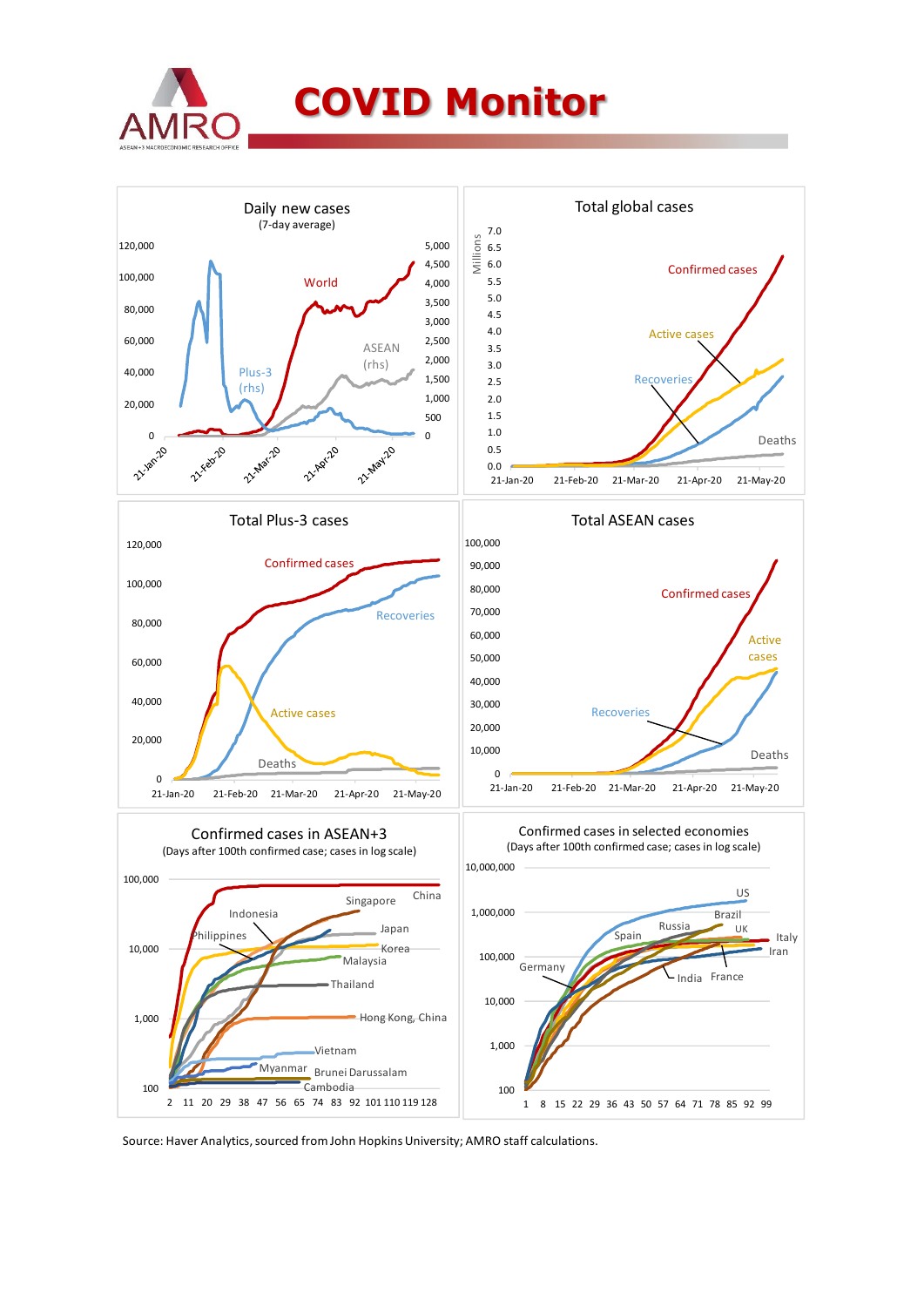# COVID Monitor

AMRO

ASEAN+3 MACROECONOMIC RESEARCH OFFICE

### Daily new cases

(7-day average)

120,000
100,000
80,000
60,000
40,000
20,000
0

5,000
4,500
4,000
3,500
3,000
2,500
2,000
1,500
1,000
500
0

World

ASEAN (rhs)

Plus-3 (rhs)

21-Jan-20
21-Feb-20
21-Mar-20
21-Apr-20
21-May-20

### Total global cases

Millions

7.0
6.5
6.0
5.5
5.0
4.5
4.0
3.5
3.0
2.5
2.0
1.5
1.0
0.5
0.0

Confirmed cases

Active cases

Recoveries

Deaths

21-Jan-20
21-Feb-20
21-Mar-20
21-Apr-20
21-May-20

### Total Plus-3 cases

120,000
100,000
80,000
60,000
40,000
20,000
0

Confirmed cases

Recoveries

Active cases

Deaths

21-Jan-20
21-Feb-20
21-Mar-20
21-Apr-20
21-May-20

### Total ASEAN cases

100,000
90,000
80,000
70,000
60,000
50,000
40,000
30,000
20,000
10,000
0

Confirmed cases

Active cases

Recoveries

Deaths

21-Jan-20
21-Feb-20
21-Mar-20
21-Apr-20
21-May-20

### Confirmed cases in ASEAN+3

(Days after 100th confirmed case; cases in log scale)

100,000
10,000
1,000
100

China
Singapore
Indonesia
Japan
Philippines
Korea
Malaysia
Thailand
Hong Kong, China
Vietnam
Myanmar
Brunei Darussalam
Cambodia

2 11 20 29 38 47 56 65 74 83 92 101 110 119 128

### Confirmed cases in selected economies

(Days after 100th confirmed case; cases in log scale)

10,000,000
1,000,000
100,000
10,000
1,000
100

US
Brazil
Russia
UK
Spain
Italy
Iran
Germany
India
France

1 8 15 22 29 36 43 50 57 64 71 78 85 92 99

Source: Haver Analytics, sourced from John Hopkins University; AMRO staff calculations.